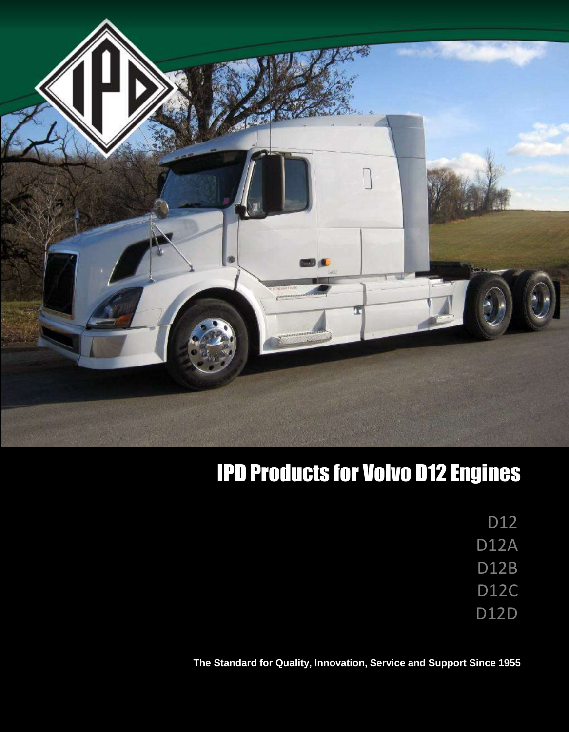# IPD Products for Volvo D12 Engines

D12
D12A
D12B
D12C
D12D

**The Standard for Quality, Innovation, Service and Support Since 1955**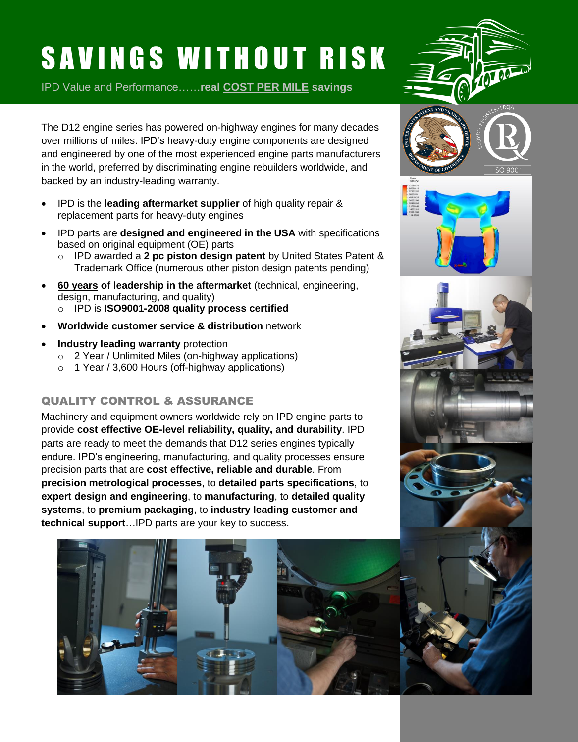# SAVINGS WITHOUT RISK

IPD Value and Performance……**real COST PER MILE savings**

The D12 engine series has powered on-highway engines for many decades over millions of miles. IPD's heavy-duty engine components are designed and engineered by one of the most experienced engine parts manufacturers in the world, preferred by discriminating engine rebuilders worldwide, and backed by an industry-leading warranty.

- IPD is the **leading aftermarket supplier** of high quality repair & replacement parts for heavy-duty engines
- IPD parts are **designed and engineered in the USA** with specifications based on original equipment (OE) parts
  - IPD awarded a **2 pc piston design patent** by United States Patent & Trademark Office (numerous other piston design patents pending)
- **60 years of leadership in the aftermarket** (technical, engineering, design, manufacturing, and quality)
  - IPD is **ISO9001-2008 quality process certified**
- **Worldwide customer service & distribution** network
- **Industry leading warranty** protection
  - 2 Year / Unlimited Miles (on-highway applications)
  - 1 Year / 3,600 Hours (off-highway applications)

## QUALITY CONTROL & ASSURANCE

Machinery and equipment owners worldwide rely on IPD engine parts to provide **cost effective OE-level reliability, quality, and durability**. IPD parts are ready to meet the demands that D12 series engines typically endure. IPD's engineering, manufacturing, and quality processes ensure precision parts that are **cost effective, reliable and durable**. From **precision metrological processes**, to **detailed parts specifications**, to **expert design and engineering**, to **manufacturing**, to **detailed quality systems**, to **premium packaging**, to **industry leading customer and technical support**…IPD parts are your key to success.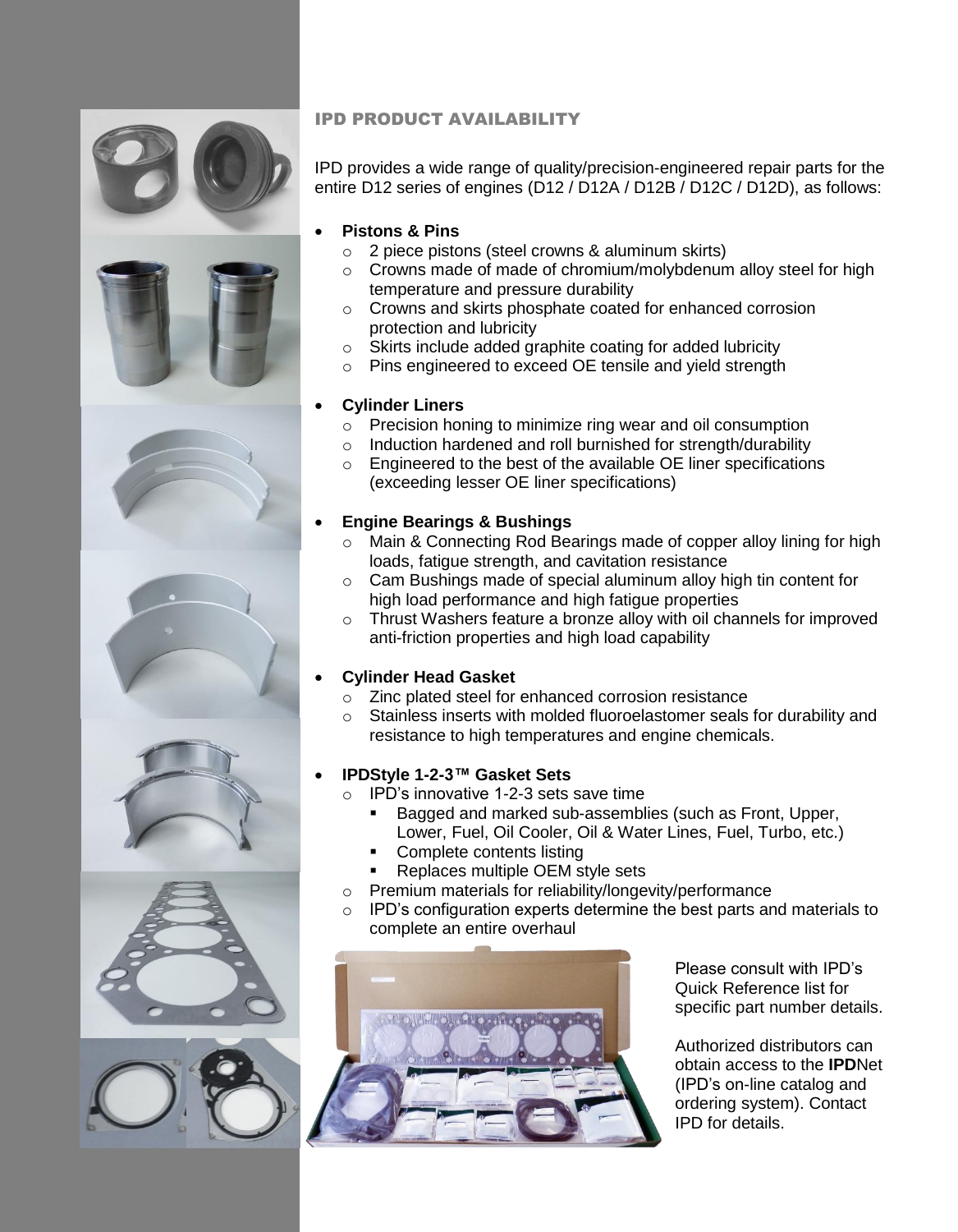## IPD PRODUCT AVAILABILITY

IPD provides a wide range of quality/precision-engineered repair parts for the entire D12 series of engines (D12 / D12A / D12B / D12C / D12D), as follows:

- **Pistons & Pins**
  - 2 piece pistons (steel crowns & aluminum skirts)
  - Crowns made of made of chromium/molybdenum alloy steel for high temperature and pressure durability
  - Crowns and skirts phosphate coated for enhanced corrosion protection and lubricity
  - Skirts include added graphite coating for added lubricity
  - Pins engineered to exceed OE tensile and yield strength
- **Cylinder Liners**
  - Precision honing to minimize ring wear and oil consumption
  - Induction hardened and roll burnished for strength/durability
  - Engineered to the best of the available OE liner specifications (exceeding lesser OE liner specifications)
- **Engine Bearings & Bushings**
  - Main & Connecting Rod Bearings made of copper alloy lining for high loads, fatigue strength, and cavitation resistance
  - Cam Bushings made of special aluminum alloy high tin content for high load performance and high fatigue properties
  - Thrust Washers feature a bronze alloy with oil channels for improved anti-friction properties and high load capability
- **Cylinder Head Gasket**
  - Zinc plated steel for enhanced corrosion resistance
  - Stainless inserts with molded fluoroelastomer seals for durability and resistance to high temperatures and engine chemicals.
- **IPDStyle 1-2-3™ Gasket Sets**
  - IPD's innovative 1-2-3 sets save time
    - Bagged and marked sub-assemblies (such as Front, Upper, Lower, Fuel, Oil Cooler, Oil & Water Lines, Fuel, Turbo, etc.)
    - Complete contents listing
    - Replaces multiple OEM style sets
  - Premium materials for reliability/longevity/performance
  - IPD's configuration experts determine the best parts and materials to complete an entire overhaul

Please consult with IPD's Quick Reference list for specific part number details.

Authorized distributors can obtain access to the **IPD**Net (IPD's on-line catalog and ordering system). Contact IPD for details.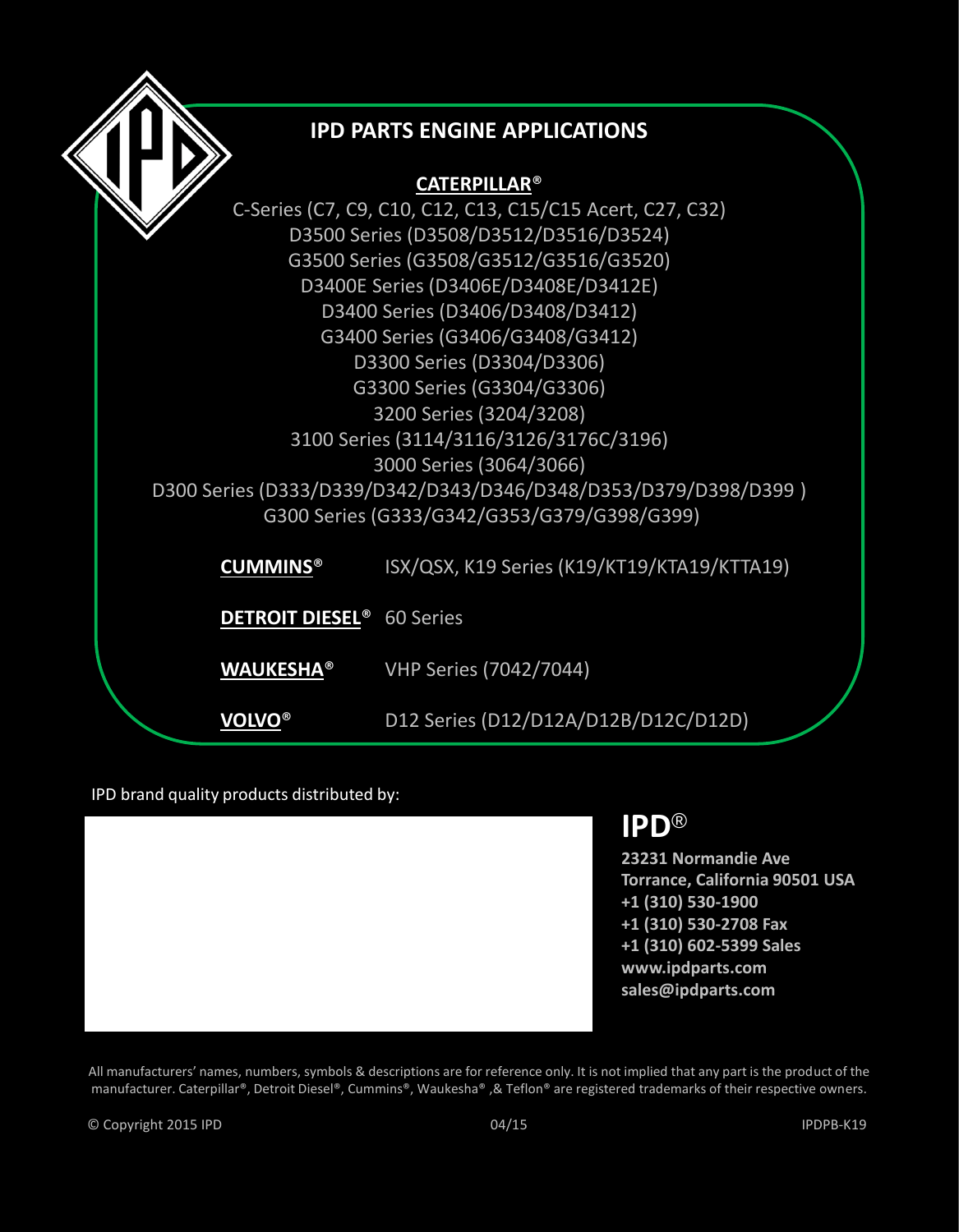# IPD PARTS ENGINE APPLICATIONS

**CATERPILLAR®**

C-Series (C7, C9, C10, C12, C13, C15/C15 Acert, C27, C32)
D3500 Series (D3508/D3512/D3516/D3524)
G3500 Series (G3508/G3512/G3516/G3520)
D3400E Series (D3406E/D3408E/D3412E)
D3400 Series (D3406/D3408/D3412)
G3400 Series (G3406/G3408/G3412)
D3300 Series (D3304/D3306)
G3300 Series (G3304/G3306)
3200 Series (3204/3208)
3100 Series (3114/3116/3126/3176C/3196)
3000 Series (3064/3066)
D300 Series (D333/D339/D342/D343/D346/D348/D353/D379/D398/D399 )
G300 Series (G333/G342/G353/G379/G398/G399)

| | |
|---|---|
| **CUMMINS®** | ISX/QSX, K19 Series (K19/KT19/KTA19/KTTA19) |
| **DETROIT DIESEL®** | 60 Series |
| **WAUKESHA®** | VHP Series (7042/7044) |
| **VOLVO®** | D12 Series (D12/D12A/D12B/D12C/D12D) |

IPD brand quality products distributed by:

## IPD®

**23231 Normandie Ave**
**Torrance, California 90501 USA**
**+1 (310) 530-1900**
**+1 (310) 530-2708 Fax**
**+1 (310) 602-5399 Sales**
**www.ipdparts.com**
**sales@ipdparts.com**

All manufacturers' names, numbers, symbols & descriptions are for reference only. It is not implied that any part is the product of the manufacturer. Caterpillar®, Detroit Diesel®, Cummins®, Waukesha® ,& Teflon® are registered trademarks of their respective owners.

© Copyright 2015 IPD 04/15 IPDPB-K19